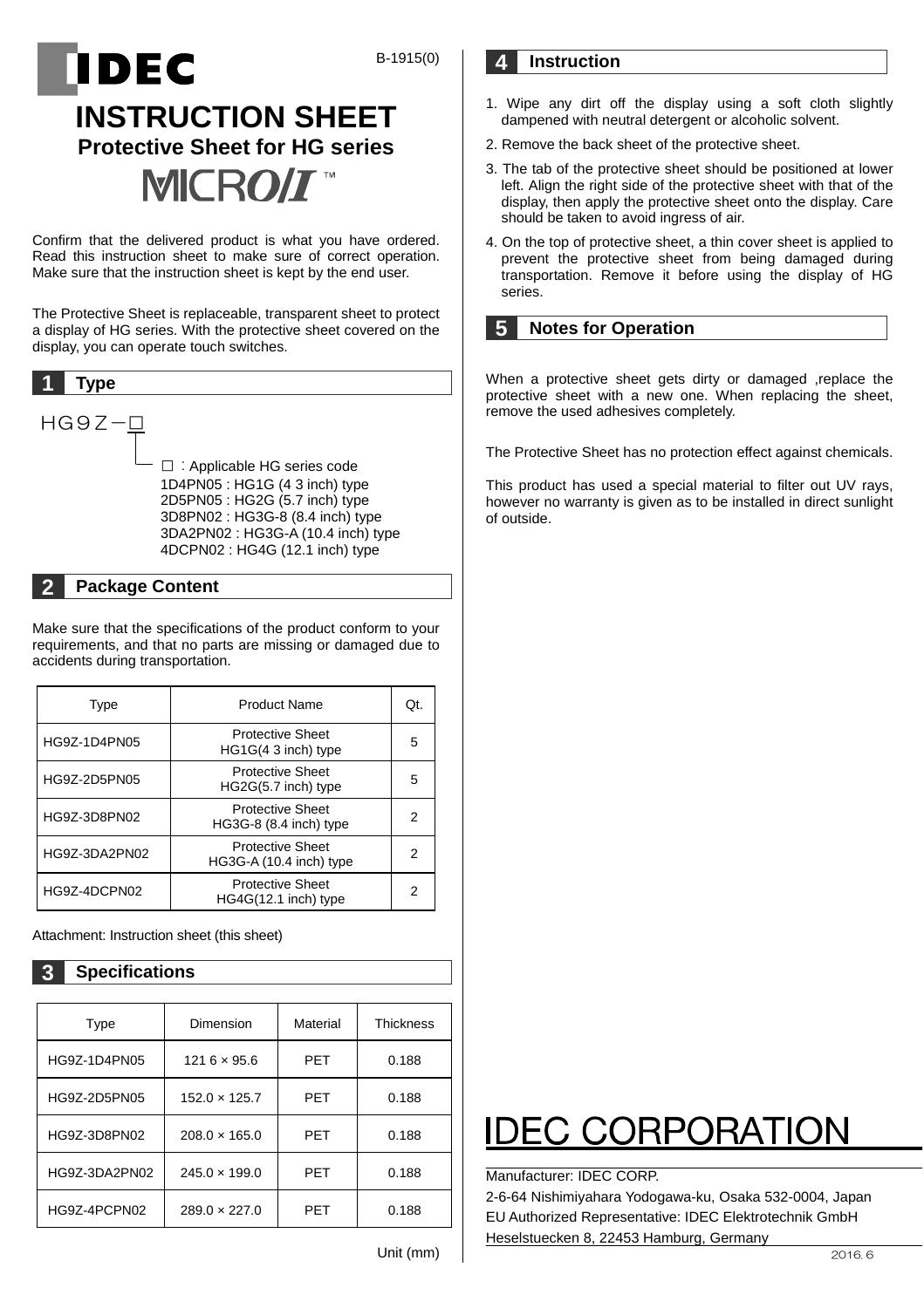IDEC

B-1915(0)

# INSTRUCTION SHEET

## Protective Sheet for HG series

MICRO/I ™

Confirm that the delivered product is what you have ordered. Read this instruction sheet to make sure of correct operation. Make sure that the instruction sheet is kept by the end user.

The Protective Sheet is replaceable, transparent sheet to protect a display of HG series. With the protective sheet covered on the display, you can operate touch switches.

## 1 Type

HG9Z−□

□ : Applicable HG series code
1D4PN05 : HG1G (4 3 inch) type
2D5PN05 : HG2G (5.7 inch) type
3D8PN02 : HG3G-8 (8.4 inch) type
3DA2PN02 : HG3G-A (10.4 inch) type
4DCPN02 : HG4G (12.1 inch) type

## 2 Package Content

Make sure that the specifications of the product conform to your requirements, and that no parts are missing or damaged due to accidents during transportation.

| Type | Product Name | Qt. |
|---|---|---|
| HG9Z-1D4PN05 | Protective Sheet HG1G(4 3 inch) type | 5 |
| HG9Z-2D5PN05 | Protective Sheet HG2G(5.7 inch) type | 5 |
| HG9Z-3D8PN02 | Protective Sheet HG3G-8 (8.4 inch) type | 2 |
| HG9Z-3DA2PN02 | Protective Sheet HG3G-A (10.4 inch) type | 2 |
| HG9Z-4DCPN02 | Protective Sheet HG4G(12.1 inch) type | 2 |

Attachment: Instruction sheet (this sheet)

## 3 Specifications

| Type | Dimension | Material | Thickness |
|---|---|---|---|
| HG9Z-1D4PN05 | 121 6 × 95.6 | PET | 0.188 |
| HG9Z-2D5PN05 | 152.0 × 125.7 | PET | 0.188 |
| HG9Z-3D8PN02 | 208.0 × 165.0 | PET | 0.188 |
| HG9Z-3DA2PN02 | 245.0 × 199.0 | PET | 0.188 |
| HG9Z-4PCPN02 | 289.0 × 227.0 | PET | 0.188 |

Unit (mm)

## 4 Instruction

1. Wipe any dirt off the display using a soft cloth slightly dampened with neutral detergent or alcoholic solvent.
2. Remove the back sheet of the protective sheet.
3. The tab of the protective sheet should be positioned at lower left. Align the right side of the protective sheet with that of the display, then apply the protective sheet onto the display. Care should be taken to avoid ingress of air.
4. On the top of protective sheet, a thin cover sheet is applied to prevent the protective sheet from being damaged during transportation. Remove it before using the display of HG series.

## 5 Notes for Operation

When a protective sheet gets dirty or damaged ,replace the protective sheet with a new one. When replacing the sheet, remove the used adhesives completely.

The Protective Sheet has no protection effect against chemicals.

This product has used a special material to filter out UV rays, however no warranty is given as to be installed in direct sunlight of outside.

IDEC CORPORATION

Manufacturer: IDEC CORP.
2-6-64 Nishimiyahara Yodogawa-ku, Osaka 532-0004, Japan
EU Authorized Representative: IDEC Elektrotechnik GmbH
Heselstuecken 8, 22453 Hamburg, Germany

2016. 6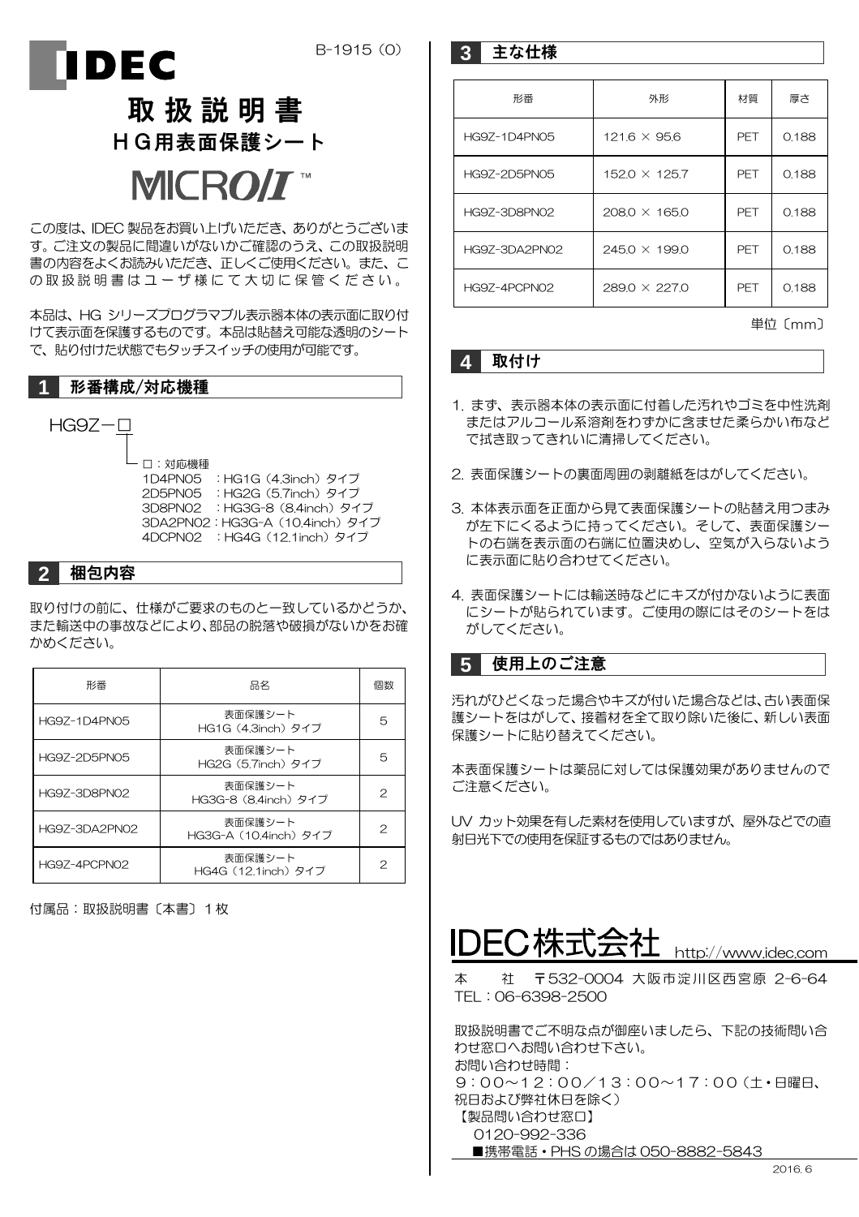IDEC

B-1915 (0)

# 取扱説明書

## HG用表面保護シート

MICRO/I ™

この度は、IDEC 製品をお買い上げいただき、ありがとうございます。ご注文の製品に間違いがないかご確認のうえ、この取扱説明書の内容をよくお読みいただき、正しくご使用ください。また、この取扱説明書はユーザ様にて大切に保管ください。

本品は、HG シリーズプログラマブル表示器本体の表示面に取り付けて表示面を保護するものです。本品は貼替え可能な透明のシートで、貼り付けた状態でもタッチスイッチの使用が可能です。

## 1 形番構成/対応機種

HG9Z－□

□：対応機種
1D4PN05　：HG1G（4.3inch）タイプ
2D5PN05　：HG2G（5.7inch）タイプ
3D8PN02　：HG3G-8（8.4inch）タイプ
3DA2PN02：HG3G-A（10.4inch）タイプ
4DCPN02　：HG4G（12.1inch）タイプ

## 2 梱包内容

取り付けの前に、仕様がご要求のものと一致しているかどうか、また輸送中の事故などにより、部品の脱落や破損がないかをお確かめください。

| 形番 | 品名 | 個数 |
|---|---|---|
| HG9Z-1D4PN05 | 表面保護シート HG1G（4.3inch）タイプ | 5 |
| HG9Z-2D5PN05 | 表面保護シート HG2G（5.7inch）タイプ | 5 |
| HG9Z-3D8PN02 | 表面保護シート HG3G-8（8.4inch）タイプ | 2 |
| HG9Z-3DA2PN02 | 表面保護シート HG3G-A（10.4inch）タイプ | 2 |
| HG9Z-4PCPN02 | 表面保護シート HG4G（12.1inch）タイプ | 2 |

付属品：取扱説明書〔本書〕1 枚

## 3 主な仕様

| 形番 | 外形 | 材質 | 厚さ |
|---|---|---|---|
| HG9Z-1D4PN05 | 121.6 × 95.6 | PET | 0.188 |
| HG9Z-2D5PN05 | 152.0 × 125.7 | PET | 0.188 |
| HG9Z-3D8PN02 | 208.0 × 165.0 | PET | 0.188 |
| HG9Z-3DA2PN02 | 245.0 × 199.0 | PET | 0.188 |
| HG9Z-4PCPN02 | 289.0 × 227.0 | PET | 0.188 |

単位〔mm〕

## 4 取付け

1. まず、表示器本体の表示面に付着した汚れやゴミを中性洗剤またはアルコール系溶剤をわずかに含ませた柔らかい布などで拭き取ってきれいに清掃してください。

2. 表面保護シートの裏面周囲の剥離紙をはがしてください。

3. 本体表示面を正面から見て表面保護シートの貼替え用つまみが左下にくるように持ってください。そして、表面保護シートの右端を表示面の右端に位置決めし、空気が入らないように表示面に貼り合わせてください。

4. 表面保護シートには輸送時などにキズが付かないように表面にシートが貼られています。ご使用の際にはそのシートをはがしてください。

## 5 使用上のご注意

汚れがひどくなった場合やキズが付いた場合などは、古い表面保護シートをはがして、接着材を全て取り除いた後に、新しい表面保護シートに貼り替えてください。

本表面保護シートは薬品に対しては保護効果がありませんのでご注意ください。

UV カット効果を有した素材を使用していますが、屋外などでの直射日光下での使用を保証するものではありません。

IDEC株式会社 http://www.idec.com

本　　社　〒532-0004 大阪市淀川区西宮原 2-6-64
TEL：06-6398-2500

取扱説明書でご不明な点が御座いましたら、下記の技術問い合わせ窓口へお問い合わせ下さい。
お問い合わせ時間：
9：00～12：00／13：00～17：00（土・日曜日、祝日および弊社休日を除く）
【製品問い合わせ窓口】
0120-992-336
■携帯電話・PHS の場合は 050-8882-5843

2016. 6